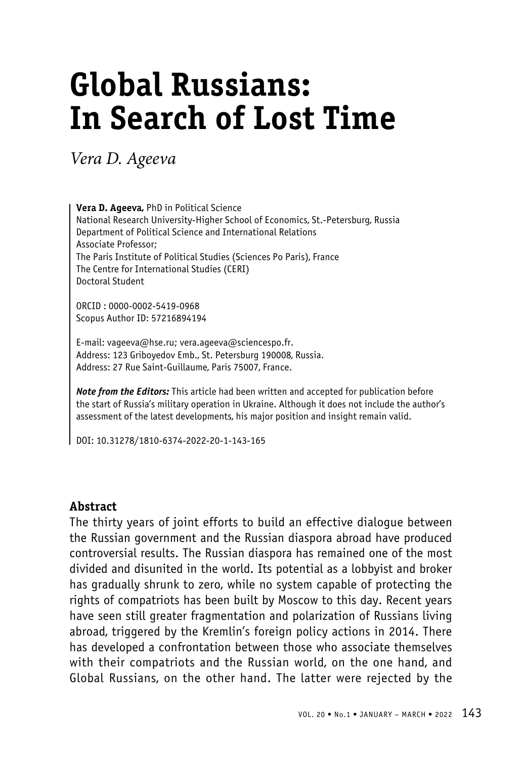# Global Russians: In Search of Lost Time

*Vera D. Ageeva*

**Vera D. Ageeva,** PhD in Political Science
National Research University-Higher School of Economics, St.-Petersburg, Russia
Department of Political Science and International Relations
Associate Professor;
The Paris Institute of Political Studies (Sciences Po Paris), France
The Centre for International Studies (CERI)
Doctoral Student

ORCID : 0000-0002-5419-0968
Scopus Author ID: 57216894194

E-mail: vageeva@hse.ru; vera.ageeva@sciencespo.fr.
Address: 123 Griboyedov Emb., St. Petersburg 190008, Russia.
Address: 27 Rue Saint-Guillaume, Paris 75007, France.

***Note from the Editors:*** This article had been written and accepted for publication before the start of Russia's military operation in Ukraine. Although it does not include the author's assessment of the latest developments, his major position and insight remain valid.

DOI: 10.31278/1810-6374-2022-20-1-143-165

**Abstract**

The thirty years of joint efforts to build an effective dialogue between the Russian government and the Russian diaspora abroad have produced controversial results. The Russian diaspora has remained one of the most divided and disunited in the world. Its potential as a lobbyist and broker has gradually shrunk to zero, while no system capable of protecting the rights of compatriots has been built by Moscow to this day. Recent years have seen still greater fragmentation and polarization of Russians living abroad, triggered by the Kremlin's foreign policy actions in 2014. There has developed a confrontation between those who associate themselves with their compatriots and the Russian world, on the one hand, and Global Russians, on the other hand. The latter were rejected by the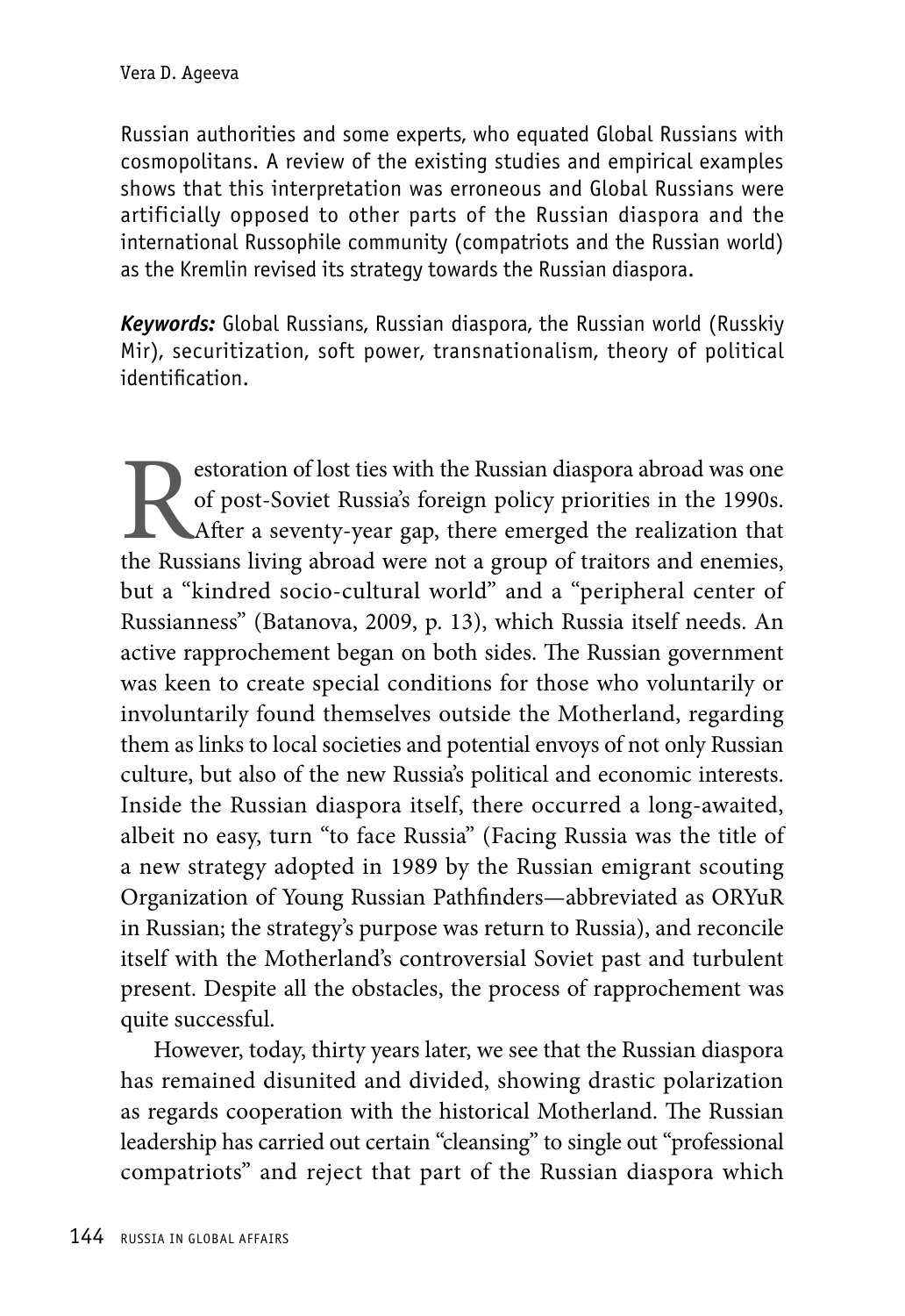Russian authorities and some experts, who equated Global Russians with cosmopolitans. A review of the existing studies and empirical examples shows that this interpretation was erroneous and Global Russians were artificially opposed to other parts of the Russian diaspora and the international Russophile community (compatriots and the Russian world) as the Kremlin revised its strategy towards the Russian diaspora.

***Keywords:*** Global Russians, Russian diaspora, the Russian world (Russkiy Mir), securitization, soft power, transnationalism, theory of political identification.

Restoration of lost ties with the Russian diaspora abroad was one of post-Soviet Russia's foreign policy priorities in the 1990s. After a seventy-year gap, there emerged the realization that the Russians living abroad were not a group of traitors and enemies, but a "kindred socio-cultural world" and a "peripheral center of Russianness" (Batanova, 2009, p. 13), which Russia itself needs. An active rapprochement began on both sides. The Russian government was keen to create special conditions for those who voluntarily or involuntarily found themselves outside the Motherland, regarding them as links to local societies and potential envoys of not only Russian culture, but also of the new Russia's political and economic interests. Inside the Russian diaspora itself, there occurred a long-awaited, albeit no easy, turn "to face Russia" (Facing Russia was the title of a new strategy adopted in 1989 by the Russian emigrant scouting Organization of Young Russian Pathfinders—abbreviated as ORYuR in Russian; the strategy's purpose was return to Russia), and reconcile itself with the Motherland's controversial Soviet past and turbulent present. Despite all the obstacles, the process of rapprochement was quite successful.

However, today, thirty years later, we see that the Russian diaspora has remained disunited and divided, showing drastic polarization as regards cooperation with the historical Motherland. The Russian leadership has carried out certain "cleansing" to single out "professional compatriots" and reject that part of the Russian diaspora which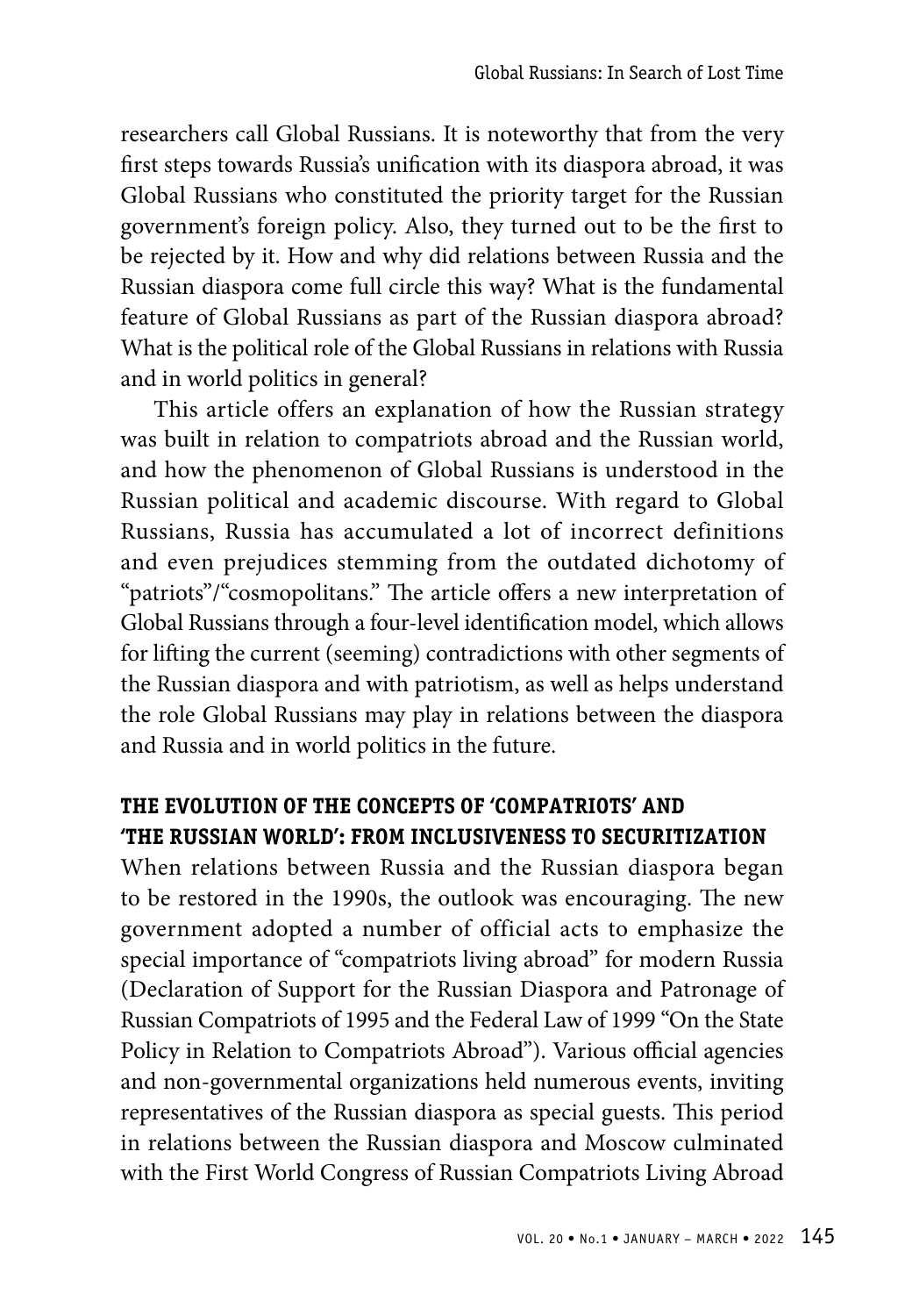researchers call Global Russians. It is noteworthy that from the very first steps towards Russia's unification with its diaspora abroad, it was Global Russians who constituted the priority target for the Russian government's foreign policy. Also, they turned out to be the first to be rejected by it. How and why did relations between Russia and the Russian diaspora come full circle this way? What is the fundamental feature of Global Russians as part of the Russian diaspora abroad? What is the political role of the Global Russians in relations with Russia and in world politics in general?

This article offers an explanation of how the Russian strategy was built in relation to compatriots abroad and the Russian world, and how the phenomenon of Global Russians is understood in the Russian political and academic discourse. With regard to Global Russians, Russia has accumulated a lot of incorrect definitions and even prejudices stemming from the outdated dichotomy of "patriots"/"cosmopolitans." The article offers a new interpretation of Global Russians through a four-level identification model, which allows for lifting the current (seeming) contradictions with other segments of the Russian diaspora and with patriotism, as well as helps understand the role Global Russians may play in relations between the diaspora and Russia and in world politics in the future.

## THE EVOLUTION OF THE CONCEPTS OF 'COMPATRIOTS' AND 'THE RUSSIAN WORLD': FROM INCLUSIVENESS TO SECURITIZATION

When relations between Russia and the Russian diaspora began to be restored in the 1990s, the outlook was encouraging. The new government adopted a number of official acts to emphasize the special importance of "compatriots living abroad" for modern Russia (Declaration of Support for the Russian Diaspora and Patronage of Russian Compatriots of 1995 and the Federal Law of 1999 "On the State Policy in Relation to Compatriots Abroad"). Various official agencies and non-governmental organizations held numerous events, inviting representatives of the Russian diaspora as special guests. This period in relations between the Russian diaspora and Moscow culminated with the First World Congress of Russian Compatriots Living Abroad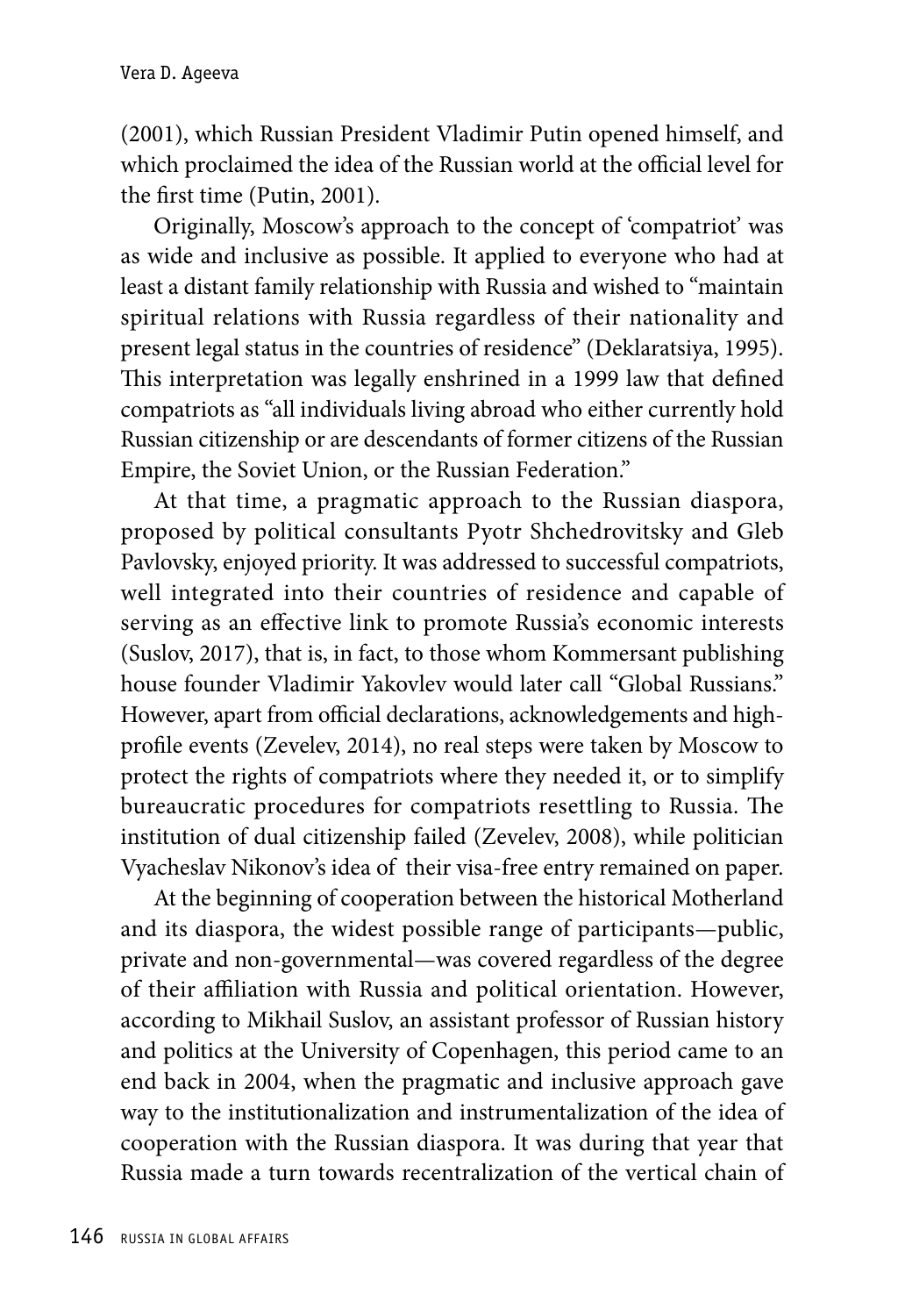(2001), which Russian President Vladimir Putin opened himself, and which proclaimed the idea of the Russian world at the official level for the first time (Putin, 2001).

Originally, Moscow's approach to the concept of 'compatriot' was as wide and inclusive as possible. It applied to everyone who had at least a distant family relationship with Russia and wished to "maintain spiritual relations with Russia regardless of their nationality and present legal status in the countries of residence" (Deklaratsiya, 1995). This interpretation was legally enshrined in a 1999 law that defined compatriots as "all individuals living abroad who either currently hold Russian citizenship or are descendants of former citizens of the Russian Empire, the Soviet Union, or the Russian Federation."

At that time, a pragmatic approach to the Russian diaspora, proposed by political consultants Pyotr Shchedrovitsky and Gleb Pavlovsky, enjoyed priority. It was addressed to successful compatriots, well integrated into their countries of residence and capable of serving as an effective link to promote Russia's economic interests (Suslov, 2017), that is, in fact, to those whom Kommersant publishing house founder Vladimir Yakovlev would later call "Global Russians." However, apart from official declarations, acknowledgements and high-profile events (Zevelev, 2014), no real steps were taken by Moscow to protect the rights of compatriots where they needed it, or to simplify bureaucratic procedures for compatriots resettling to Russia. The institution of dual citizenship failed (Zevelev, 2008), while politician Vyacheslav Nikonov's idea of their visa-free entry remained on paper.

At the beginning of cooperation between the historical Motherland and its diaspora, the widest possible range of participants—public, private and non-governmental—was covered regardless of the degree of their affiliation with Russia and political orientation. However, according to Mikhail Suslov, an assistant professor of Russian history and politics at the University of Copenhagen, this period came to an end back in 2004, when the pragmatic and inclusive approach gave way to the institutionalization and instrumentalization of the idea of cooperation with the Russian diaspora. It was during that year that Russia made a turn towards recentralization of the vertical chain of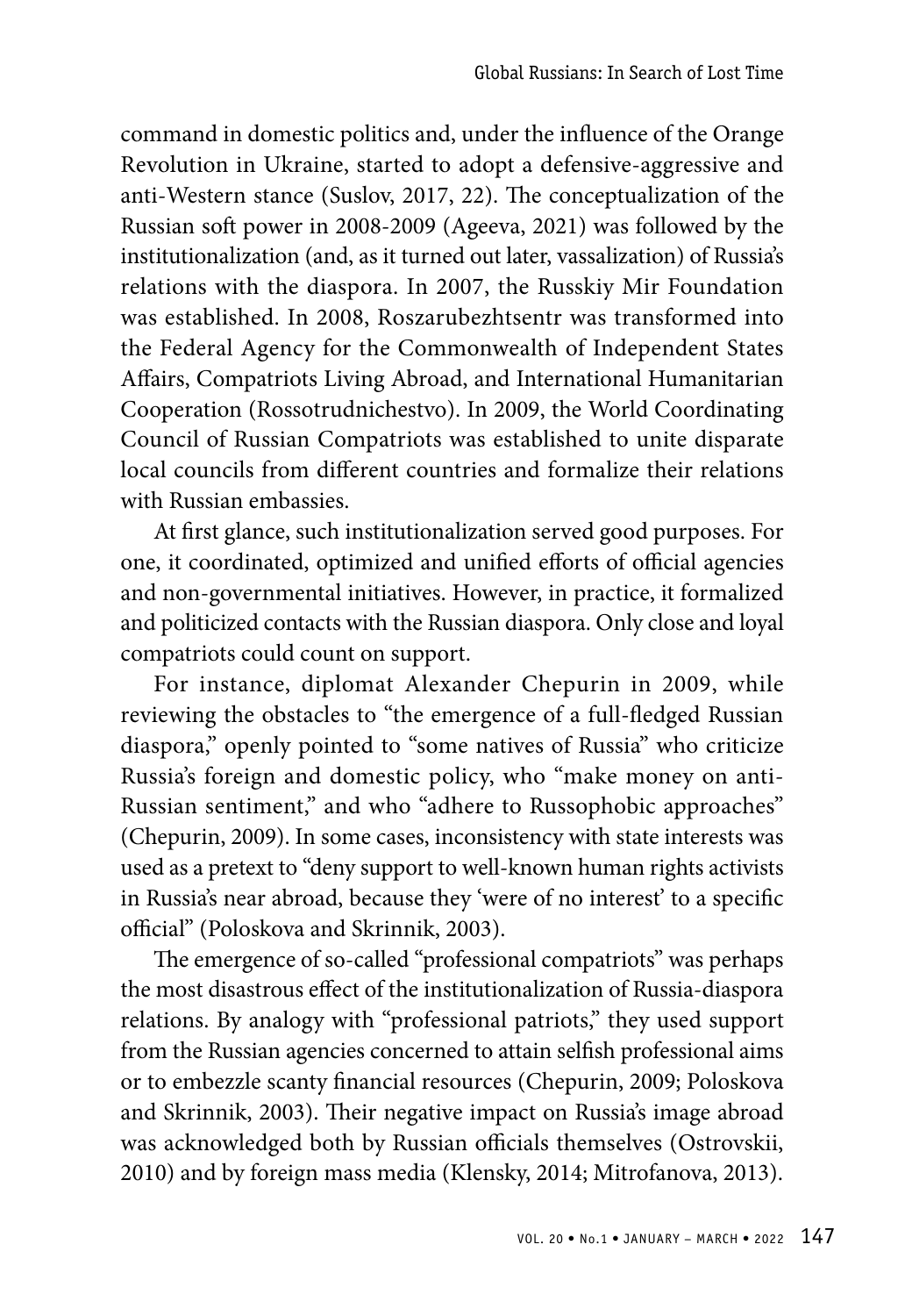command in domestic politics and, under the influence of the Orange Revolution in Ukraine, started to adopt a defensive-aggressive and anti-Western stance (Suslov, 2017, 22). The conceptualization of the Russian soft power in 2008-2009 (Ageeva, 2021) was followed by the institutionalization (and, as it turned out later, vassalization) of Russia's relations with the diaspora. In 2007, the Russkiy Mir Foundation was established. In 2008, Roszarubezhtsentr was transformed into the Federal Agency for the Commonwealth of Independent States Affairs, Compatriots Living Abroad, and International Humanitarian Cooperation (Rossotrudnichestvo). In 2009, the World Coordinating Council of Russian Compatriots was established to unite disparate local councils from different countries and formalize their relations with Russian embassies.

At first glance, such institutionalization served good purposes. For one, it coordinated, optimized and unified efforts of official agencies and non-governmental initiatives. However, in practice, it formalized and politicized contacts with the Russian diaspora. Only close and loyal compatriots could count on support.

For instance, diplomat Alexander Chepurin in 2009, while reviewing the obstacles to "the emergence of a full-fledged Russian diaspora," openly pointed to "some natives of Russia" who criticize Russia's foreign and domestic policy, who "make money on anti-Russian sentiment," and who "adhere to Russophobic approaches" (Chepurin, 2009). In some cases, inconsistency with state interests was used as a pretext to "deny support to well-known human rights activists in Russia's near abroad, because they 'were of no interest' to a specific official" (Poloskova and Skrinnik, 2003).

The emergence of so-called "professional compatriots" was perhaps the most disastrous effect of the institutionalization of Russia-diaspora relations. By analogy with "professional patriots," they used support from the Russian agencies concerned to attain selfish professional aims or to embezzle scanty financial resources (Chepurin, 2009; Poloskova and Skrinnik, 2003). Their negative impact on Russia's image abroad was acknowledged both by Russian officials themselves (Ostrovskii, 2010) and by foreign mass media (Klensky, 2014; Mitrofanova, 2013).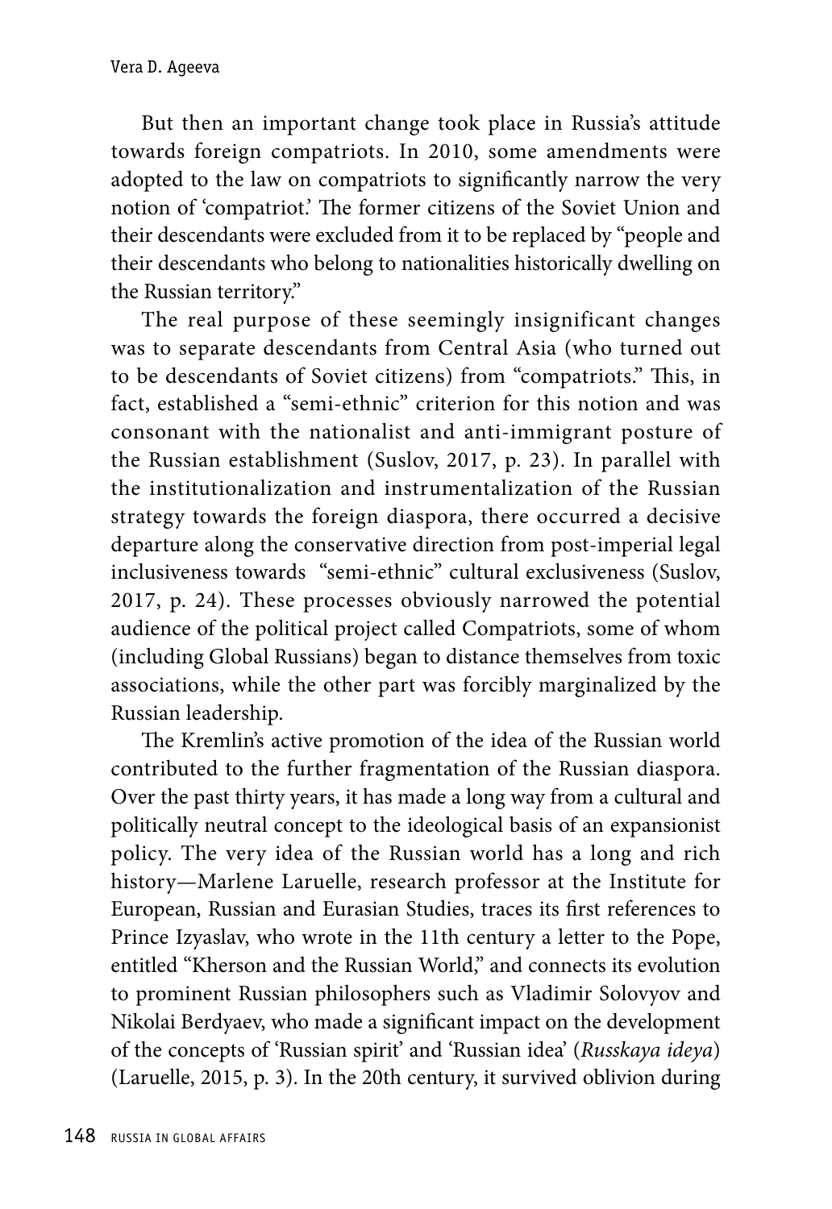But then an important change took place in Russia's attitude towards foreign compatriots. In 2010, some amendments were adopted to the law on compatriots to significantly narrow the very notion of 'compatriot.' The former citizens of the Soviet Union and their descendants were excluded from it to be replaced by "people and their descendants who belong to nationalities historically dwelling on the Russian territory."

The real purpose of these seemingly insignificant changes was to separate descendants from Central Asia (who turned out to be descendants of Soviet citizens) from "compatriots." This, in fact, established a "semi-ethnic" criterion for this notion and was consonant with the nationalist and anti-immigrant posture of the Russian establishment (Suslov, 2017, p. 23). In parallel with the institutionalization and instrumentalization of the Russian strategy towards the foreign diaspora, there occurred a decisive departure along the conservative direction from post-imperial legal inclusiveness towards "semi-ethnic" cultural exclusiveness (Suslov, 2017, p. 24). These processes obviously narrowed the potential audience of the political project called Compatriots, some of whom (including Global Russians) began to distance themselves from toxic associations, while the other part was forcibly marginalized by the Russian leadership.

The Kremlin's active promotion of the idea of the Russian world contributed to the further fragmentation of the Russian diaspora. Over the past thirty years, it has made a long way from a cultural and politically neutral concept to the ideological basis of an expansionist policy. The very idea of the Russian world has a long and rich history—Marlene Laruelle, research professor at the Institute for European, Russian and Eurasian Studies, traces its first references to Prince Izyaslav, who wrote in the 11th century a letter to the Pope, entitled "Kherson and the Russian World," and connects its evolution to prominent Russian philosophers such as Vladimir Solovyov and Nikolai Berdyaev, who made a significant impact on the development of the concepts of 'Russian spirit' and 'Russian idea' (*Russkaya ideya*) (Laruelle, 2015, p. 3). In the 20th century, it survived oblivion during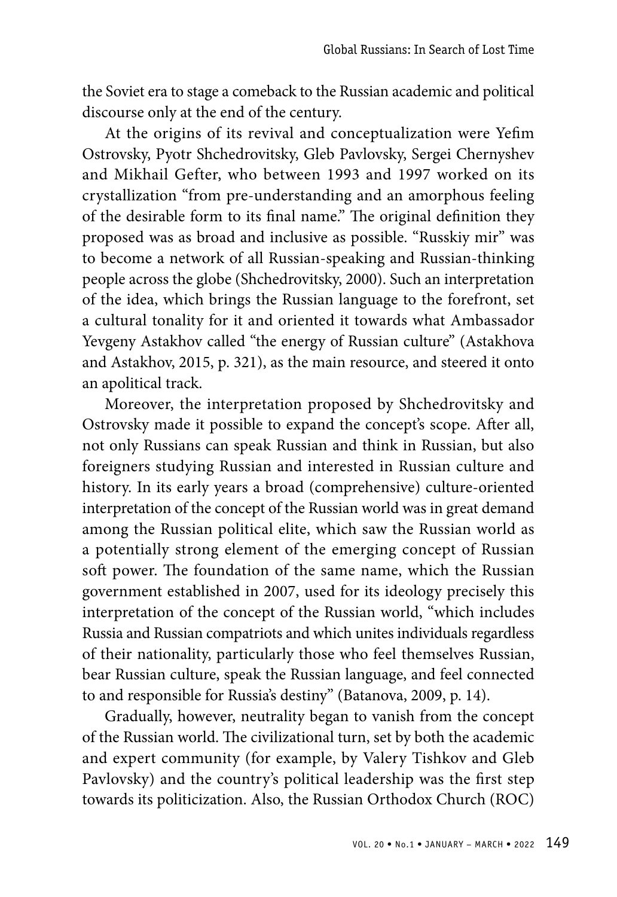the Soviet era to stage a comeback to the Russian academic and political discourse only at the end of the century.

At the origins of its revival and conceptualization were Yefim Ostrovsky, Pyotr Shchedrovitsky, Gleb Pavlovsky, Sergei Chernyshev and Mikhail Gefter, who between 1993 and 1997 worked on its crystallization "from pre-understanding and an amorphous feeling of the desirable form to its final name." The original definition they proposed was as broad and inclusive as possible. "Russkiy mir" was to become a network of all Russian-speaking and Russian-thinking people across the globe (Shchedrovitsky, 2000). Such an interpretation of the idea, which brings the Russian language to the forefront, set a cultural tonality for it and oriented it towards what Ambassador Yevgeny Astakhov called "the energy of Russian culture" (Astakhova and Astakhov, 2015, p. 321), as the main resource, and steered it onto an apolitical track.

Moreover, the interpretation proposed by Shchedrovitsky and Ostrovsky made it possible to expand the concept's scope. After all, not only Russians can speak Russian and think in Russian, but also foreigners studying Russian and interested in Russian culture and history. In its early years a broad (comprehensive) culture-oriented interpretation of the concept of the Russian world was in great demand among the Russian political elite, which saw the Russian world as a potentially strong element of the emerging concept of Russian soft power. The foundation of the same name, which the Russian government established in 2007, used for its ideology precisely this interpretation of the concept of the Russian world, "which includes Russia and Russian compatriots and which unites individuals regardless of their nationality, particularly those who feel themselves Russian, bear Russian culture, speak the Russian language, and feel connected to and responsible for Russia's destiny" (Batanova, 2009, p. 14).

Gradually, however, neutrality began to vanish from the concept of the Russian world. The civilizational turn, set by both the academic and expert community (for example, by Valery Tishkov and Gleb Pavlovsky) and the country's political leadership was the first step towards its politicization. Also, the Russian Orthodox Church (ROC)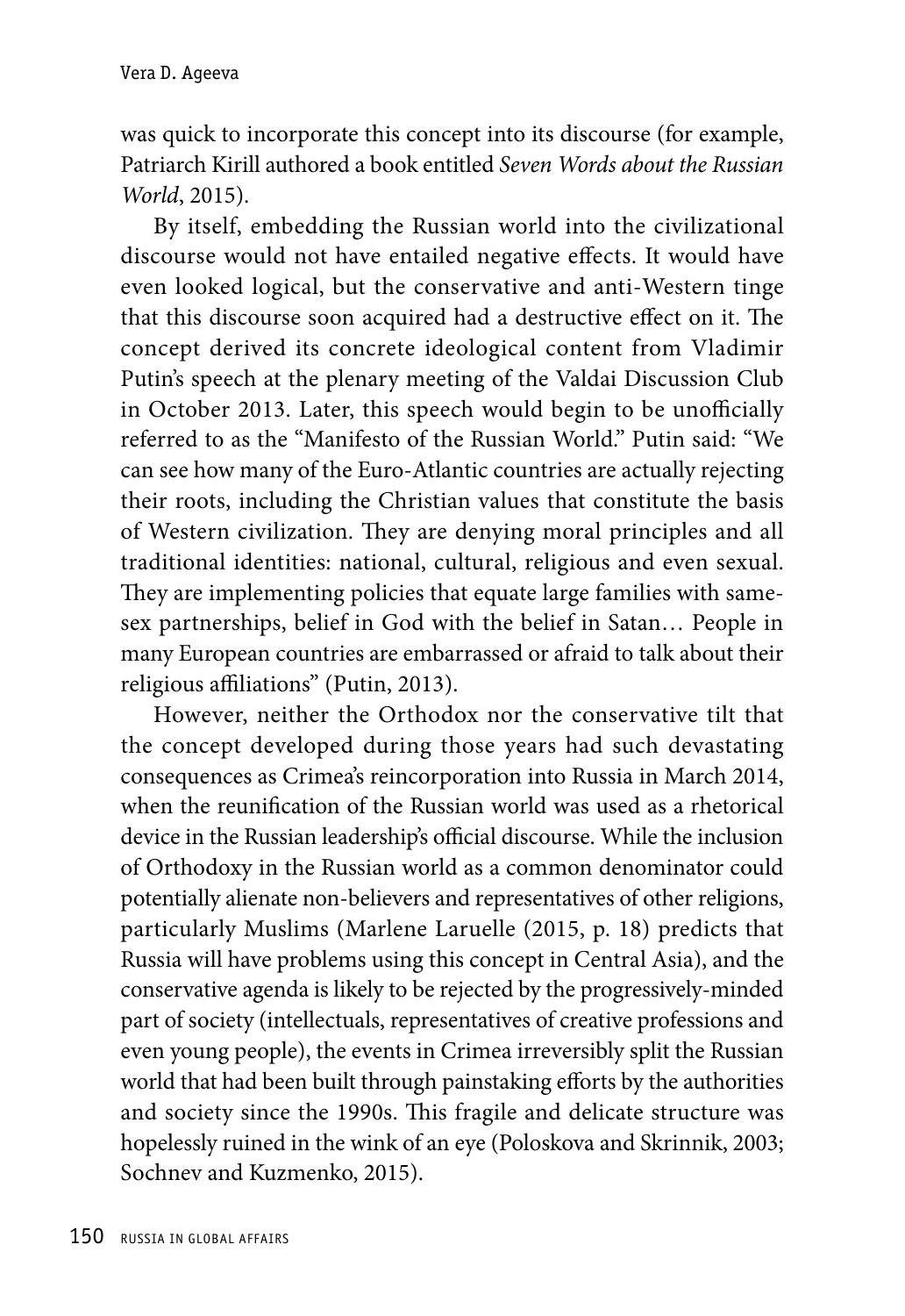was quick to incorporate this concept into its discourse (for example, Patriarch Kirill authored a book entitled *Seven Words about the Russian World*, 2015).

By itself, embedding the Russian world into the civilizational discourse would not have entailed negative effects. It would have even looked logical, but the conservative and anti-Western tinge that this discourse soon acquired had a destructive effect on it. The concept derived its concrete ideological content from Vladimir Putin's speech at the plenary meeting of the Valdai Discussion Club in October 2013. Later, this speech would begin to be unofficially referred to as the "Manifesto of the Russian World." Putin said: "We can see how many of the Euro-Atlantic countries are actually rejecting their roots, including the Christian values that constitute the basis of Western civilization. They are denying moral principles and all traditional identities: national, cultural, religious and even sexual. They are implementing policies that equate large families with same-sex partnerships, belief in God with the belief in Satan… People in many European countries are embarrassed or afraid to talk about their religious affiliations" (Putin, 2013).

However, neither the Orthodox nor the conservative tilt that the concept developed during those years had such devastating consequences as Crimea's reincorporation into Russia in March 2014, when the reunification of the Russian world was used as a rhetorical device in the Russian leadership's official discourse. While the inclusion of Orthodoxy in the Russian world as a common denominator could potentially alienate non-believers and representatives of other religions, particularly Muslims (Marlene Laruelle (2015, p. 18) predicts that Russia will have problems using this concept in Central Asia), and the conservative agenda is likely to be rejected by the progressively-minded part of society (intellectuals, representatives of creative professions and even young people), the events in Crimea irreversibly split the Russian world that had been built through painstaking efforts by the authorities and society since the 1990s. This fragile and delicate structure was hopelessly ruined in the wink of an eye (Poloskova and Skrinnik, 2003; Sochnev and Kuzmenko, 2015).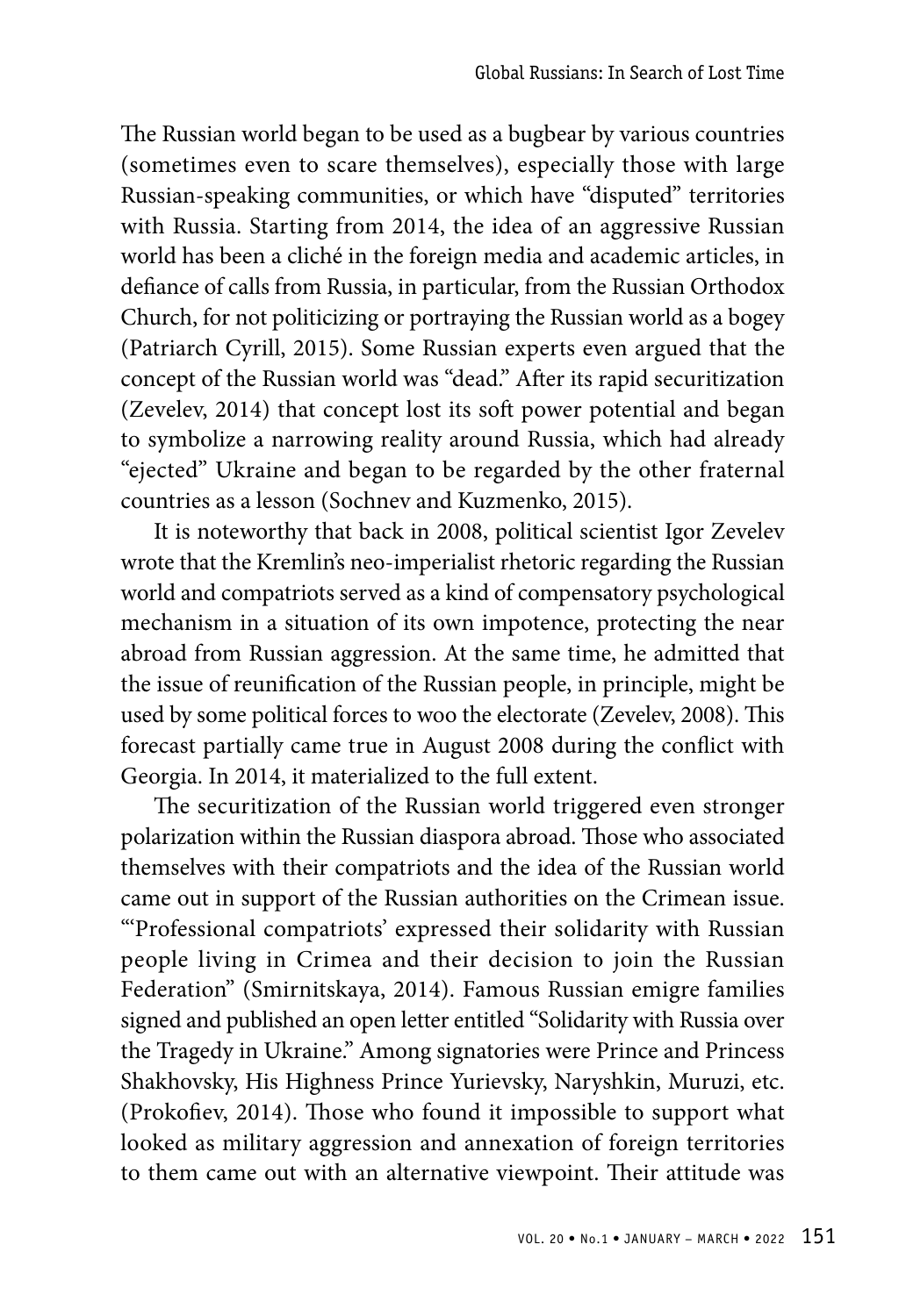The Russian world began to be used as a bugbear by various countries (sometimes even to scare themselves), especially those with large Russian-speaking communities, or which have "disputed" territories with Russia. Starting from 2014, the idea of an aggressive Russian world has been a cliché in the foreign media and academic articles, in defiance of calls from Russia, in particular, from the Russian Orthodox Church, for not politicizing or portraying the Russian world as a bogey (Patriarch Cyrill, 2015). Some Russian experts even argued that the concept of the Russian world was "dead." After its rapid securitization (Zevelev, 2014) that concept lost its soft power potential and began to symbolize a narrowing reality around Russia, which had already "ejected" Ukraine and began to be regarded by the other fraternal countries as a lesson (Sochnev and Kuzmenko, 2015).

It is noteworthy that back in 2008, political scientist Igor Zevelev wrote that the Kremlin's neo-imperialist rhetoric regarding the Russian world and compatriots served as a kind of compensatory psychological mechanism in a situation of its own impotence, protecting the near abroad from Russian aggression. At the same time, he admitted that the issue of reunification of the Russian people, in principle, might be used by some political forces to woo the electorate (Zevelev, 2008). This forecast partially came true in August 2008 during the conflict with Georgia. In 2014, it materialized to the full extent.

The securitization of the Russian world triggered even stronger polarization within the Russian diaspora abroad. Those who associated themselves with their compatriots and the idea of the Russian world came out in support of the Russian authorities on the Crimean issue. "'Professional compatriots' expressed their solidarity with Russian people living in Crimea and their decision to join the Russian Federation" (Smirnitskaya, 2014). Famous Russian emigre families signed and published an open letter entitled "Solidarity with Russia over the Tragedy in Ukraine." Among signatories were Prince and Princess Shakhovsky, His Highness Prince Yurievsky, Naryshkin, Muruzi, etc. (Prokofiev, 2014). Those who found it impossible to support what looked as military aggression and annexation of foreign territories to them came out with an alternative viewpoint. Their attitude was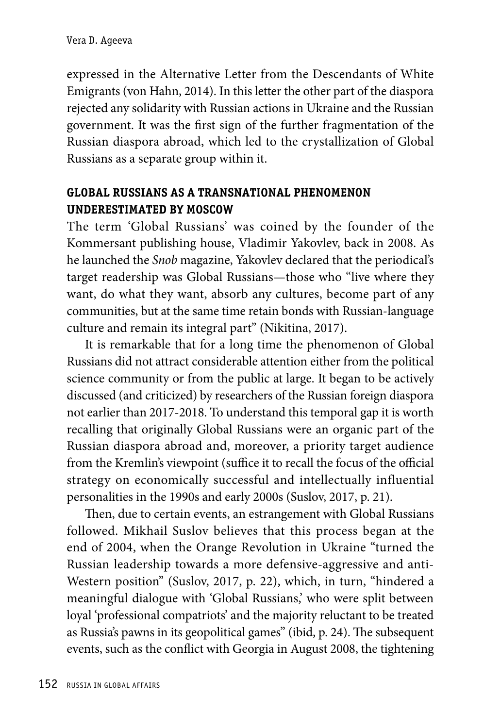expressed in the Alternative Letter from the Descendants of White Emigrants (von Hahn, 2014). In this letter the other part of the diaspora rejected any solidarity with Russian actions in Ukraine and the Russian government. It was the first sign of the further fragmentation of the Russian diaspora abroad, which led to the crystallization of Global Russians as a separate group within it.

## GLOBAL RUSSIANS AS A TRANSNATIONAL PHENOMENON UNDERESTIMATED BY MOSCOW

The term 'Global Russians' was coined by the founder of the Kommersant publishing house, Vladimir Yakovlev, back in 2008. As he launched the *Snob* magazine, Yakovlev declared that the periodical's target readership was Global Russians—those who "live where they want, do what they want, absorb any cultures, become part of any communities, but at the same time retain bonds with Russian-language culture and remain its integral part" (Nikitina, 2017).

It is remarkable that for a long time the phenomenon of Global Russians did not attract considerable attention either from the political science community or from the public at large. It began to be actively discussed (and criticized) by researchers of the Russian foreign diaspora not earlier than 2017-2018. To understand this temporal gap it is worth recalling that originally Global Russians were an organic part of the Russian diaspora abroad and, moreover, a priority target audience from the Kremlin's viewpoint (suffice it to recall the focus of the official strategy on economically successful and intellectually influential personalities in the 1990s and early 2000s (Suslov, 2017, p. 21).

Then, due to certain events, an estrangement with Global Russians followed. Mikhail Suslov believes that this process began at the end of 2004, when the Orange Revolution in Ukraine "turned the Russian leadership towards a more defensive-aggressive and anti-Western position" (Suslov, 2017, p. 22), which, in turn, "hindered a meaningful dialogue with 'Global Russians,' who were split between loyal 'professional compatriots' and the majority reluctant to be treated as Russia's pawns in its geopolitical games" (ibid, p. 24). The subsequent events, such as the conflict with Georgia in August 2008, the tightening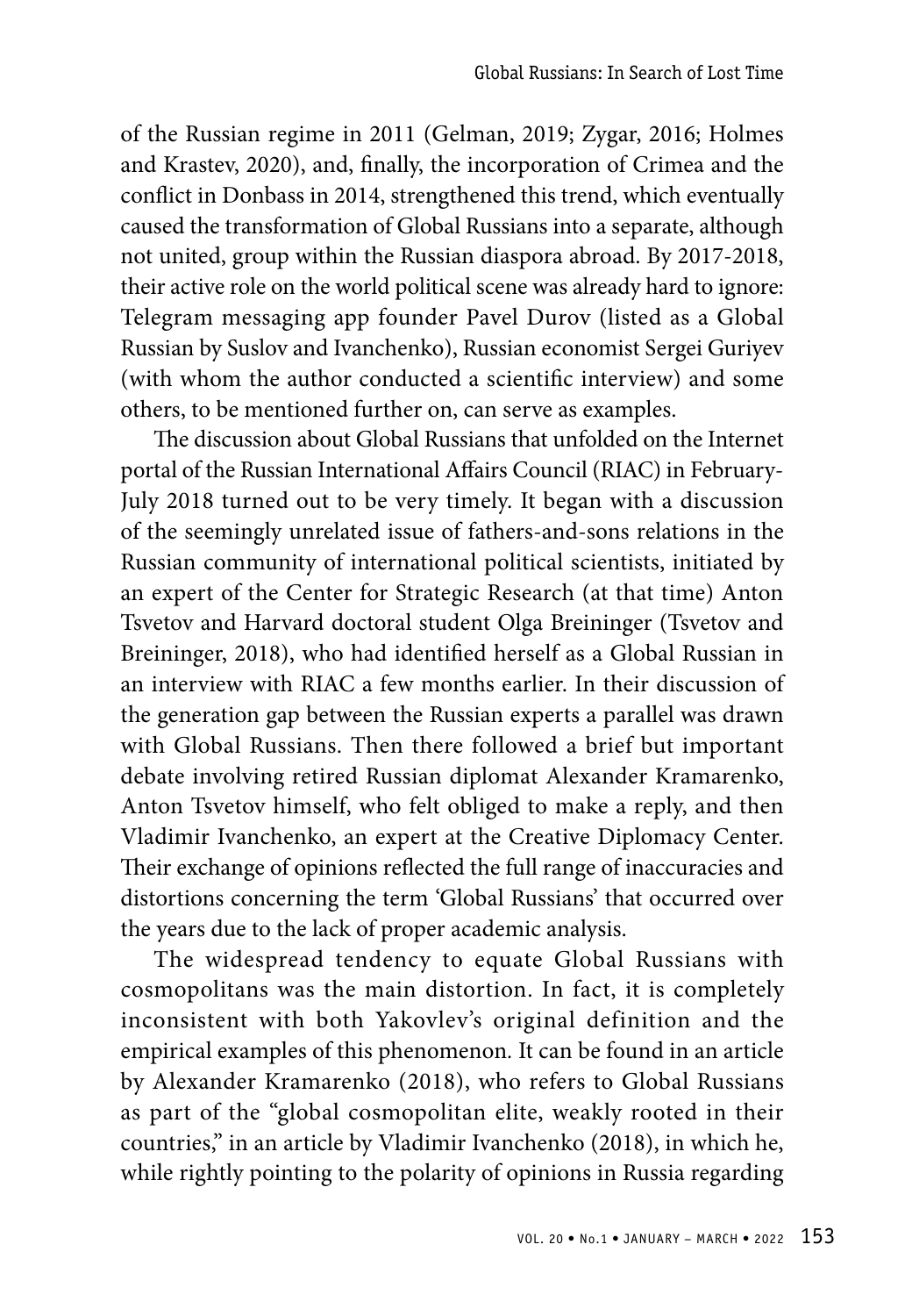of the Russian regime in 2011 (Gelman, 2019; Zygar, 2016; Holmes and Krastev, 2020), and, finally, the incorporation of Crimea and the conflict in Donbass in 2014, strengthened this trend, which eventually caused the transformation of Global Russians into a separate, although not united, group within the Russian diaspora abroad. By 2017-2018, their active role on the world political scene was already hard to ignore: Telegram messaging app founder Pavel Durov (listed as a Global Russian by Suslov and Ivanchenko), Russian economist Sergei Guriyev (with whom the author conducted a scientific interview) and some others, to be mentioned further on, can serve as examples.

The discussion about Global Russians that unfolded on the Internet portal of the Russian International Affairs Council (RIAC) in February-July 2018 turned out to be very timely. It began with a discussion of the seemingly unrelated issue of fathers-and-sons relations in the Russian community of international political scientists, initiated by an expert of the Center for Strategic Research (at that time) Anton Tsvetov and Harvard doctoral student Olga Breininger (Tsvetov and Breininger, 2018), who had identified herself as a Global Russian in an interview with RIAC a few months earlier. In their discussion of the generation gap between the Russian experts a parallel was drawn with Global Russians. Then there followed a brief but important debate involving retired Russian diplomat Alexander Kramarenko, Anton Tsvetov himself, who felt obliged to make a reply, and then Vladimir Ivanchenko, an expert at the Creative Diplomacy Center. Their exchange of opinions reflected the full range of inaccuracies and distortions concerning the term 'Global Russians' that occurred over the years due to the lack of proper academic analysis.

The widespread tendency to equate Global Russians with cosmopolitans was the main distortion. In fact, it is completely inconsistent with both Yakovlev's original definition and the empirical examples of this phenomenon. It can be found in an article by Alexander Kramarenko (2018), who refers to Global Russians as part of the "global cosmopolitan elite, weakly rooted in their countries," in an article by Vladimir Ivanchenko (2018), in which he, while rightly pointing to the polarity of opinions in Russia regarding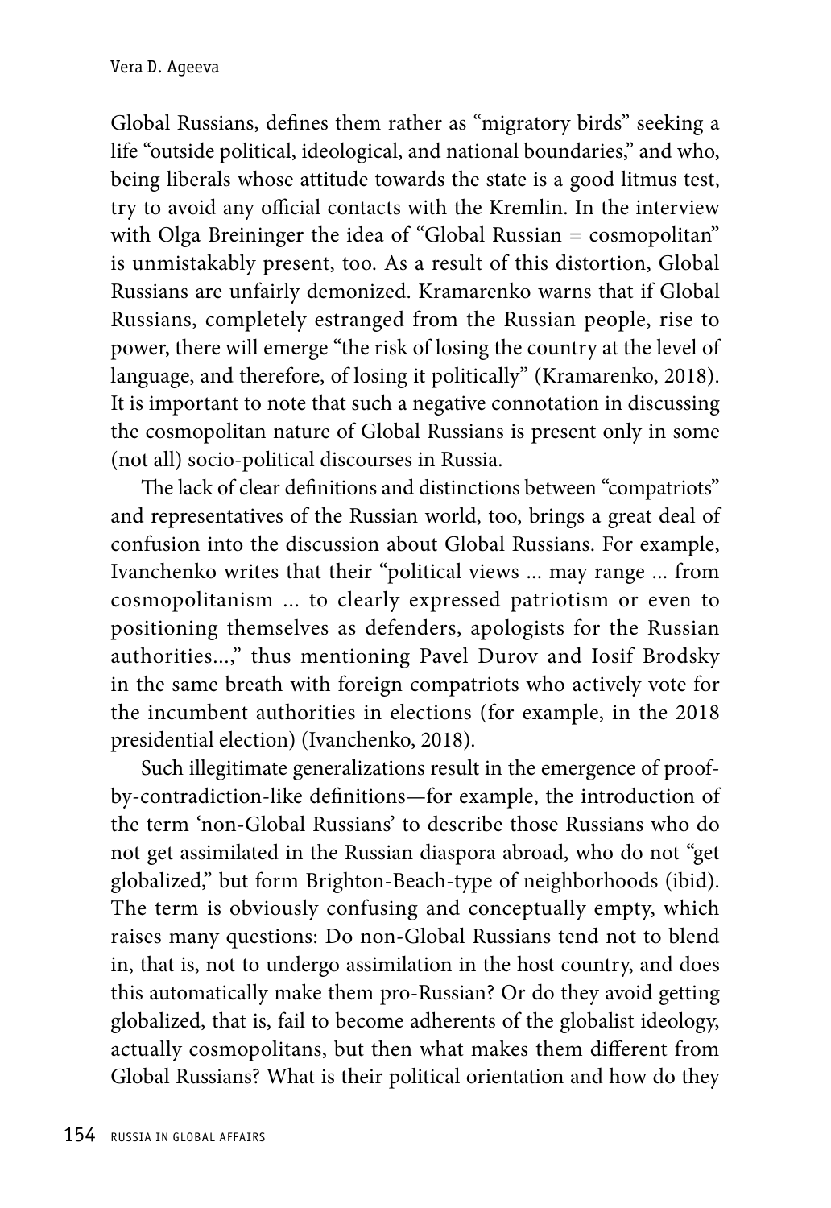Global Russians, defines them rather as "migratory birds" seeking a life "outside political, ideological, and national boundaries," and who, being liberals whose attitude towards the state is a good litmus test, try to avoid any official contacts with the Kremlin. In the interview with Olga Breininger the idea of "Global Russian = cosmopolitan" is unmistakably present, too. As a result of this distortion, Global Russians are unfairly demonized. Kramarenko warns that if Global Russians, completely estranged from the Russian people, rise to power, there will emerge "the risk of losing the country at the level of language, and therefore, of losing it politically" (Kramarenko, 2018). It is important to note that such a negative connotation in discussing the cosmopolitan nature of Global Russians is present only in some (not all) socio-political discourses in Russia.

The lack of clear definitions and distinctions between "compatriots" and representatives of the Russian world, too, brings a great deal of confusion into the discussion about Global Russians. For example, Ivanchenko writes that their "political views ... may range ... from cosmopolitanism ... to clearly expressed patriotism or even to positioning themselves as defenders, apologists for the Russian authorities...," thus mentioning Pavel Durov and Iosif Brodsky in the same breath with foreign compatriots who actively vote for the incumbent authorities in elections (for example, in the 2018 presidential election) (Ivanchenko, 2018).

Such illegitimate generalizations result in the emergence of proof-by-contradiction-like definitions—for example, the introduction of the term 'non-Global Russians' to describe those Russians who do not get assimilated in the Russian diaspora abroad, who do not "get globalized," but form Brighton-Beach-type of neighborhoods (ibid). The term is obviously confusing and conceptually empty, which raises many questions: Do non-Global Russians tend not to blend in, that is, not to undergo assimilation in the host country, and does this automatically make them pro-Russian? Or do they avoid getting globalized, that is, fail to become adherents of the globalist ideology, actually cosmopolitans, but then what makes them different from Global Russians? What is their political orientation and how do they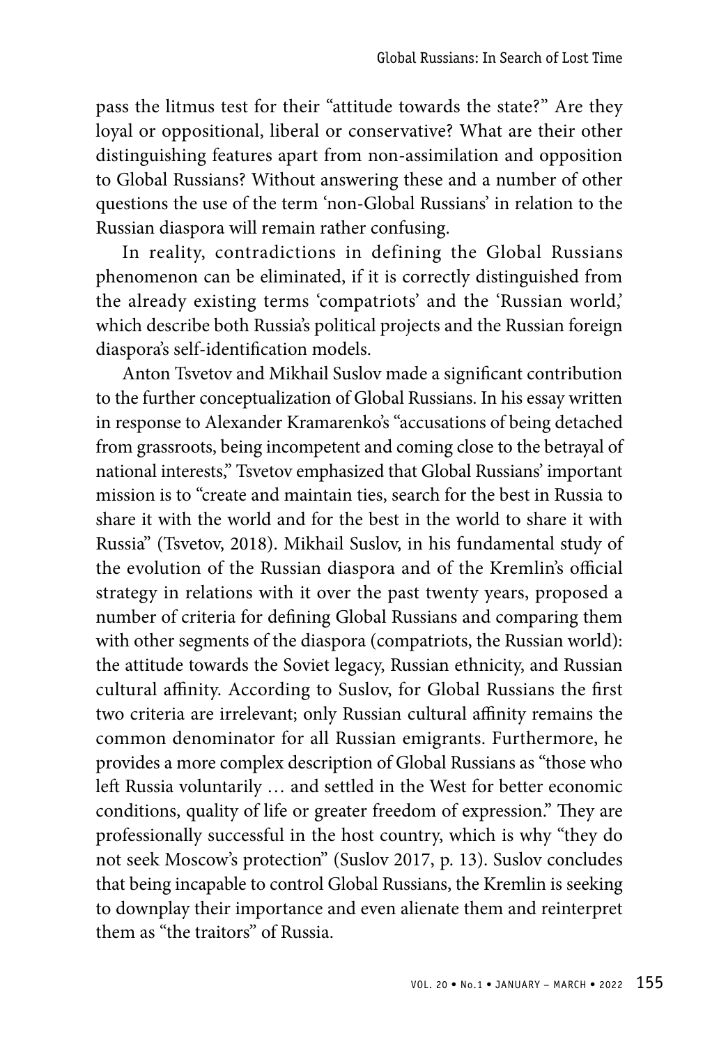pass the litmus test for their "attitude towards the state?" Are they loyal or oppositional, liberal or conservative? What are their other distinguishing features apart from non-assimilation and opposition to Global Russians? Without answering these and a number of other questions the use of the term 'non-Global Russians' in relation to the Russian diaspora will remain rather confusing.

In reality, contradictions in defining the Global Russians phenomenon can be eliminated, if it is correctly distinguished from the already existing terms 'compatriots' and the 'Russian world,' which describe both Russia's political projects and the Russian foreign diaspora's self-identification models.

Anton Tsvetov and Mikhail Suslov made a significant contribution to the further conceptualization of Global Russians. In his essay written in response to Alexander Kramarenko's "accusations of being detached from grassroots, being incompetent and coming close to the betrayal of national interests," Tsvetov emphasized that Global Russians' important mission is to "create and maintain ties, search for the best in Russia to share it with the world and for the best in the world to share it with Russia" (Tsvetov, 2018). Mikhail Suslov, in his fundamental study of the evolution of the Russian diaspora and of the Kremlin's official strategy in relations with it over the past twenty years, proposed a number of criteria for defining Global Russians and comparing them with other segments of the diaspora (compatriots, the Russian world): the attitude towards the Soviet legacy, Russian ethnicity, and Russian cultural affinity. According to Suslov, for Global Russians the first two criteria are irrelevant; only Russian cultural affinity remains the common denominator for all Russian emigrants. Furthermore, he provides a more complex description of Global Russians as "those who left Russia voluntarily … and settled in the West for better economic conditions, quality of life or greater freedom of expression." They are professionally successful in the host country, which is why "they do not seek Moscow's protection" (Suslov 2017, p. 13). Suslov concludes that being incapable to control Global Russians, the Kremlin is seeking to downplay their importance and even alienate them and reinterpret them as "the traitors" of Russia.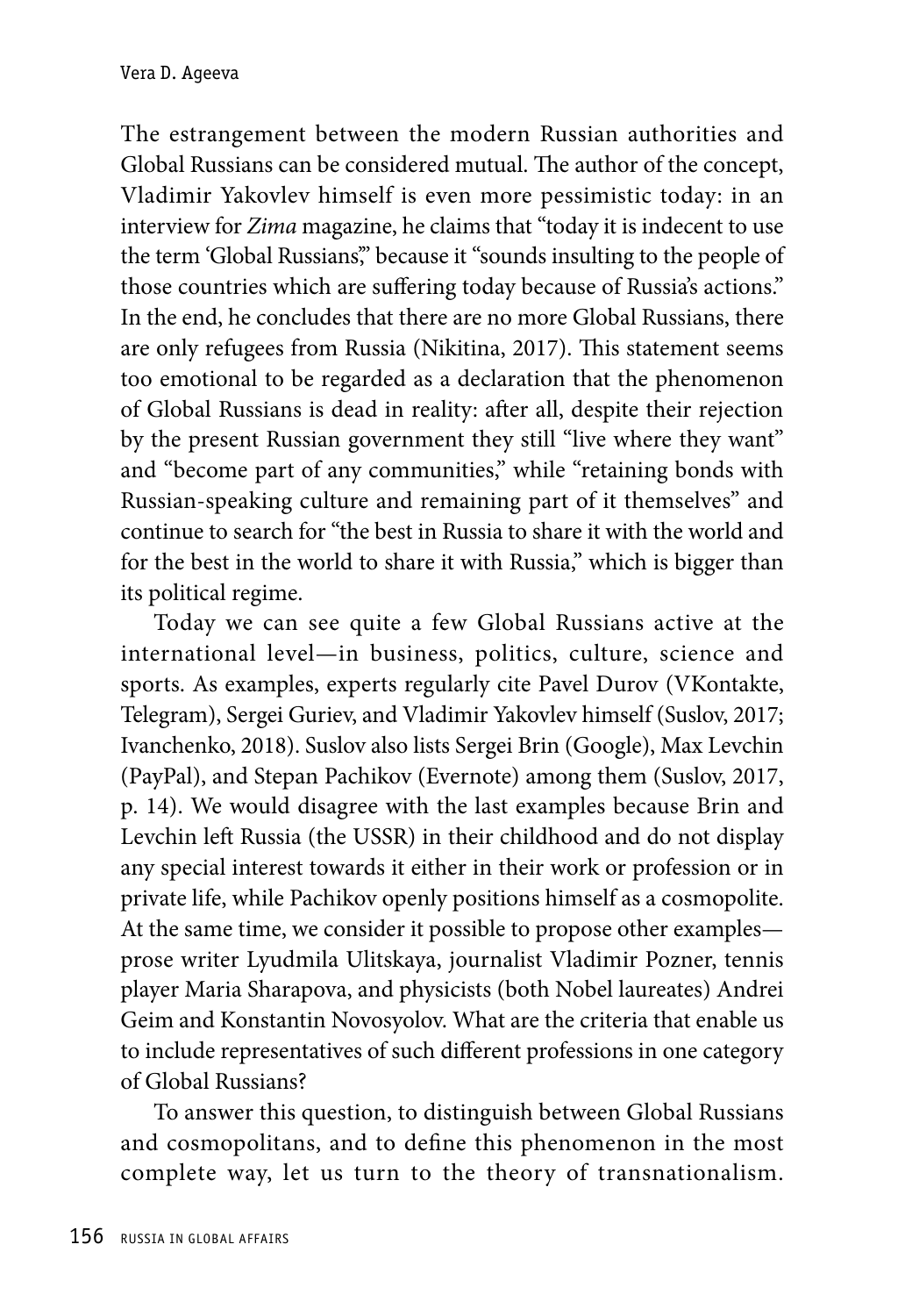The estrangement between the modern Russian authorities and Global Russians can be considered mutual. The author of the concept, Vladimir Yakovlev himself is even more pessimistic today: in an interview for *Zima* magazine, he claims that "today it is indecent to use the term 'Global Russians,'" because it "sounds insulting to the people of those countries which are suffering today because of Russia's actions." In the end, he concludes that there are no more Global Russians, there are only refugees from Russia (Nikitina, 2017). This statement seems too emotional to be regarded as a declaration that the phenomenon of Global Russians is dead in reality: after all, despite their rejection by the present Russian government they still "live where they want" and "become part of any communities," while "retaining bonds with Russian-speaking culture and remaining part of it themselves" and continue to search for "the best in Russia to share it with the world and for the best in the world to share it with Russia," which is bigger than its political regime.

Today we can see quite a few Global Russians active at the international level—in business, politics, culture, science and sports. As examples, experts regularly cite Pavel Durov (VKontakte, Telegram), Sergei Guriev, and Vladimir Yakovlev himself (Suslov, 2017; Ivanchenko, 2018). Suslov also lists Sergei Brin (Google), Max Levchin (PayPal), and Stepan Pachikov (Evernote) among them (Suslov, 2017, p. 14). We would disagree with the last examples because Brin and Levchin left Russia (the USSR) in their childhood and do not display any special interest towards it either in their work or profession or in private life, while Pachikov openly positions himself as a cosmopolite. At the same time, we consider it possible to propose other examples—prose writer Lyudmila Ulitskaya, journalist Vladimir Pozner, tennis player Maria Sharapova, and physicists (both Nobel laureates) Andrei Geim and Konstantin Novosyolov. What are the criteria that enable us to include representatives of such different professions in one category of Global Russians?

To answer this question, to distinguish between Global Russians and cosmopolitans, and to define this phenomenon in the most complete way, let us turn to the theory of transnationalism.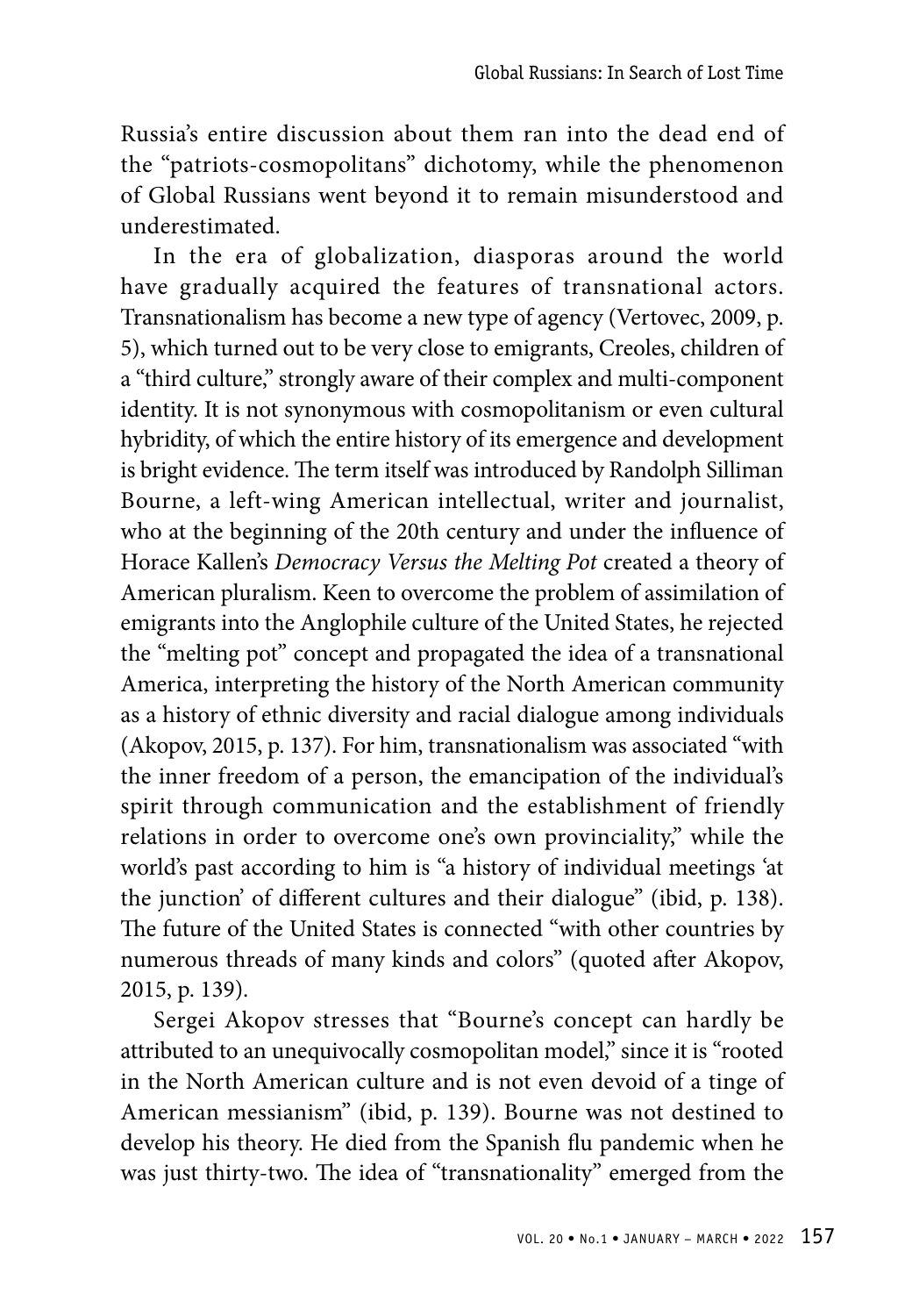Russia's entire discussion about them ran into the dead end of the "patriots-cosmopolitans" dichotomy, while the phenomenon of Global Russians went beyond it to remain misunderstood and underestimated.

In the era of globalization, diasporas around the world have gradually acquired the features of transnational actors. Transnationalism has become a new type of agency (Vertovec, 2009, p. 5), which turned out to be very close to emigrants, Creoles, children of a "third culture," strongly aware of their complex and multi-component identity. It is not synonymous with cosmopolitanism or even cultural hybridity, of which the entire history of its emergence and development is bright evidence. The term itself was introduced by Randolph Silliman Bourne, a left-wing American intellectual, writer and journalist, who at the beginning of the 20th century and under the influence of Horace Kallen's *Democracy Versus the Melting Pot* created a theory of American pluralism. Keen to overcome the problem of assimilation of emigrants into the Anglophile culture of the United States, he rejected the "melting pot" concept and propagated the idea of a transnational America, interpreting the history of the North American community as a history of ethnic diversity and racial dialogue among individuals (Akopov, 2015, p. 137). For him, transnationalism was associated "with the inner freedom of a person, the emancipation of the individual's spirit through communication and the establishment of friendly relations in order to overcome one's own provinciality," while the world's past according to him is "a history of individual meetings 'at the junction' of different cultures and their dialogue" (ibid, p. 138). The future of the United States is connected "with other countries by numerous threads of many kinds and colors" (quoted after Akopov, 2015, p. 139).

Sergei Akopov stresses that "Bourne's concept can hardly be attributed to an unequivocally cosmopolitan model," since it is "rooted in the North American culture and is not even devoid of a tinge of American messianism" (ibid, p. 139). Bourne was not destined to develop his theory. He died from the Spanish flu pandemic when he was just thirty-two. The idea of "transnationality" emerged from the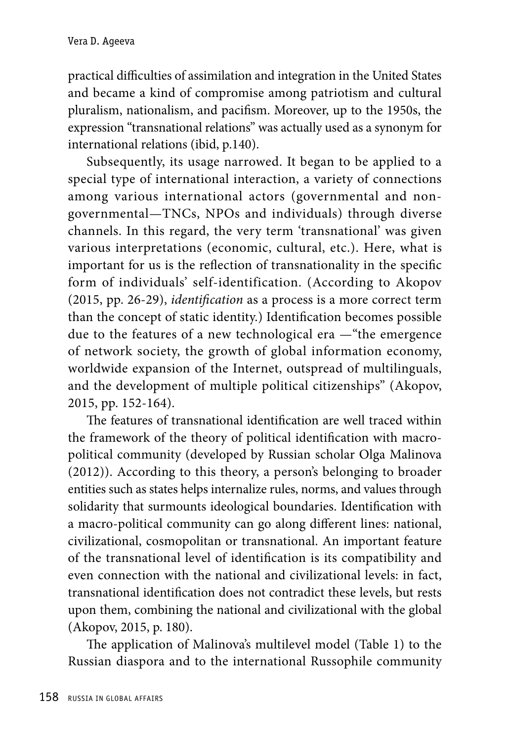practical difficulties of assimilation and integration in the United States and became a kind of compromise among patriotism and cultural pluralism, nationalism, and pacifism. Moreover, up to the 1950s, the expression "transnational relations" was actually used as a synonym for international relations (ibid, p.140).

Subsequently, its usage narrowed. It began to be applied to a special type of international interaction, a variety of connections among various international actors (governmental and non-governmental—TNCs, NPOs and individuals) through diverse channels. In this regard, the very term 'transnational' was given various interpretations (economic, cultural, etc.). Here, what is important for us is the reflection of transnationality in the specific form of individuals' self-identification. (According to Akopov (2015, pp. 26-29), *identification* as a process is a more correct term than the concept of static identity.) Identification becomes possible due to the features of a new technological era —"the emergence of network society, the growth of global information economy, worldwide expansion of the Internet, outspread of multilinguals, and the development of multiple political citizenships" (Akopov, 2015, pp. 152-164).

The features of transnational identification are well traced within the framework of the theory of political identification with macro-political community (developed by Russian scholar Olga Malinova (2012)). According to this theory, a person's belonging to broader entities such as states helps internalize rules, norms, and values through solidarity that surmounts ideological boundaries. Identification with a macro-political community can go along different lines: national, civilizational, cosmopolitan or transnational. An important feature of the transnational level of identification is its compatibility and even connection with the national and civilizational levels: in fact, transnational identification does not contradict these levels, but rests upon them, combining the national and civilizational with the global (Akopov, 2015, p. 180).

The application of Malinova's multilevel model (Table 1) to the Russian diaspora and to the international Russophile community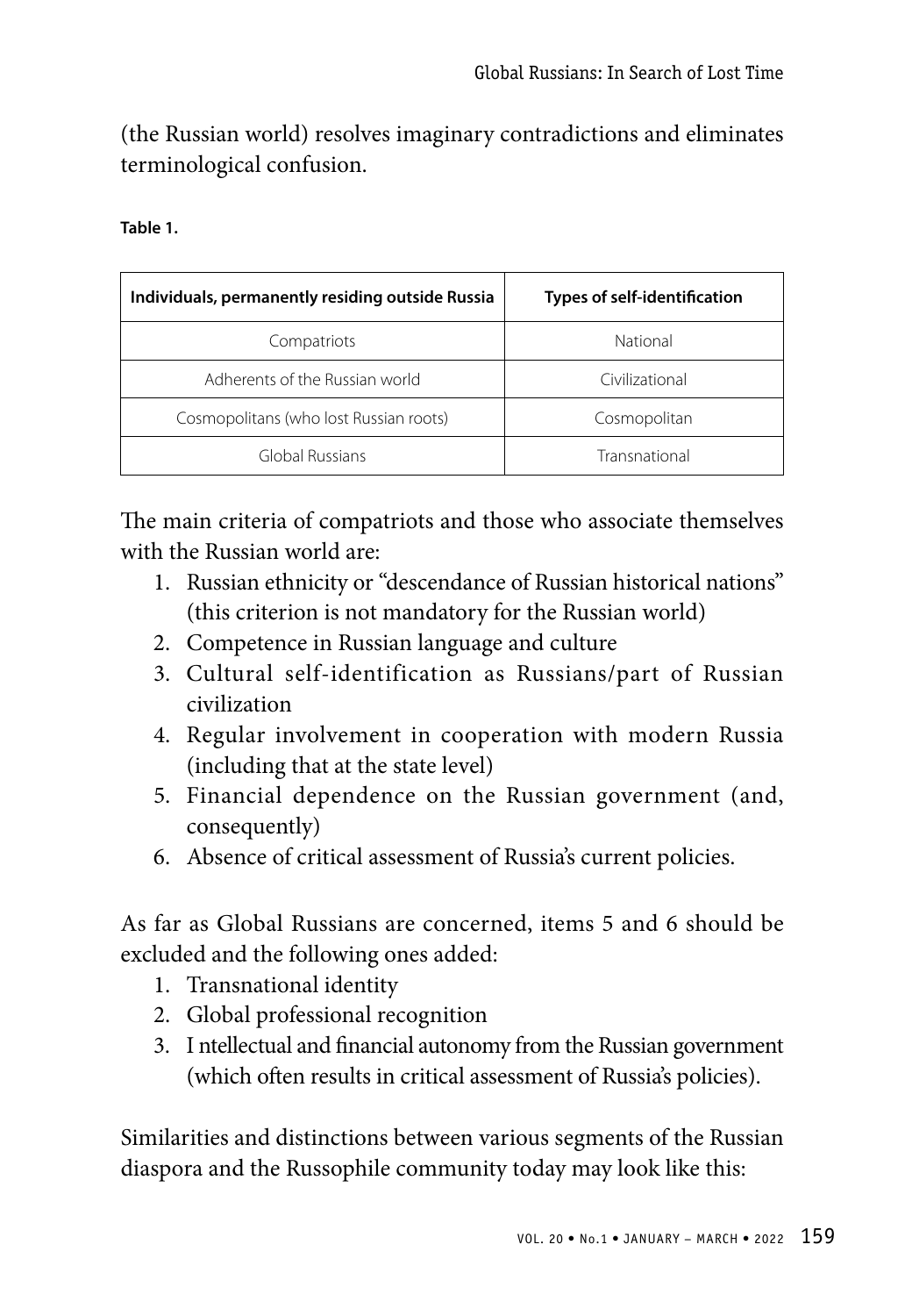(the Russian world) resolves imaginary contradictions and eliminates terminological confusion.

**Table 1.**

| Individuals, permanently residing outside Russia | Types of self-identification |
|---|---|
| Compatriots | National |
| Adherents of the Russian world | Civilizational |
| Cosmopolitans (who lost Russian roots) | Cosmopolitan |
| Global Russians | Transnational |

The main criteria of compatriots and those who associate themselves with the Russian world are:

1. Russian ethnicity or "descendance of Russian historical nations" (this criterion is not mandatory for the Russian world)
2. Competence in Russian language and culture
3. Cultural self-identification as Russians/part of Russian civilization
4. Regular involvement in cooperation with modern Russia (including that at the state level)
5. Financial dependence on the Russian government (and, consequently)
6. Absence of critical assessment of Russia's current policies.

As far as Global Russians are concerned, items 5 and 6 should be excluded and the following ones added:

1. Transnational identity
2. Global professional recognition
3. I ntellectual and financial autonomy from the Russian government (which often results in critical assessment of Russia's policies).

Similarities and distinctions between various segments of the Russian diaspora and the Russophile community today may look like this: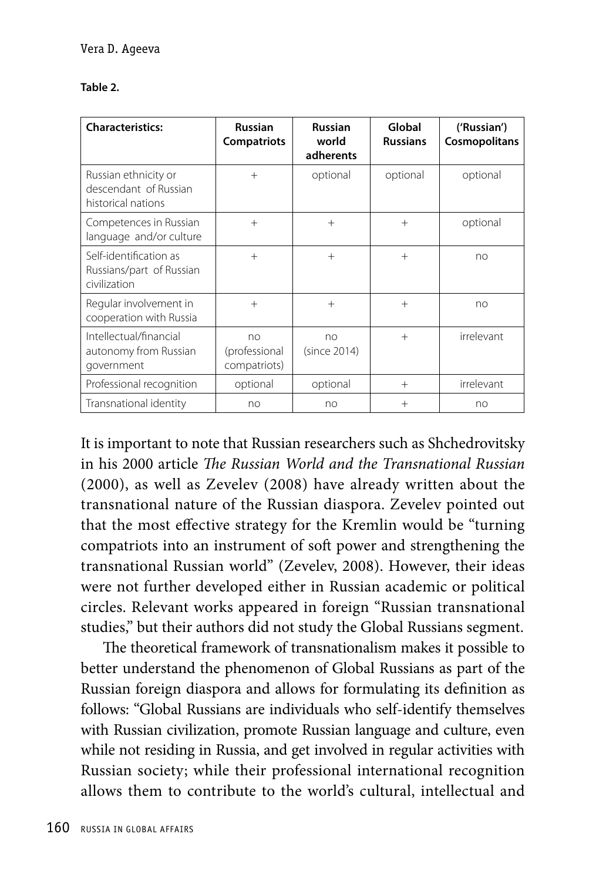**Table 2.**

| Characteristics: | Russian Compatriots | Russian world adherents | Global Russians | ('Russian') Cosmopolitans |
|---|---|---|---|---|
| Russian ethnicity or descendant of Russian historical nations | + | optional | optional | optional |
| Competences in Russian language and/or culture | + | + | + | optional |
| Self-identification as Russians/part of Russian civilization | + | + | + | no |
| Regular involvement in cooperation with Russia | + | + | + | no |
| Intellectual/financial autonomy from Russian government | no (professional compatriots) | no (since 2014) | + | irrelevant |
| Professional recognition | optional | optional | + | irrelevant |
| Transnational identity | no | no | + | no |

It is important to note that Russian researchers such as Shchedrovitsky in his 2000 article *The Russian World and the Transnational Russian* (2000), as well as Zevelev (2008) have already written about the transnational nature of the Russian diaspora. Zevelev pointed out that the most effective strategy for the Kremlin would be "turning compatriots into an instrument of soft power and strengthening the transnational Russian world" (Zevelev, 2008). However, their ideas were not further developed either in Russian academic or political circles. Relevant works appeared in foreign "Russian transnational studies," but their authors did not study the Global Russians segment.

The theoretical framework of transnationalism makes it possible to better understand the phenomenon of Global Russians as part of the Russian foreign diaspora and allows for formulating its definition as follows: "Global Russians are individuals who self-identify themselves with Russian civilization, promote Russian language and culture, even while not residing in Russia, and get involved in regular activities with Russian society; while their professional international recognition allows them to contribute to the world's cultural, intellectual and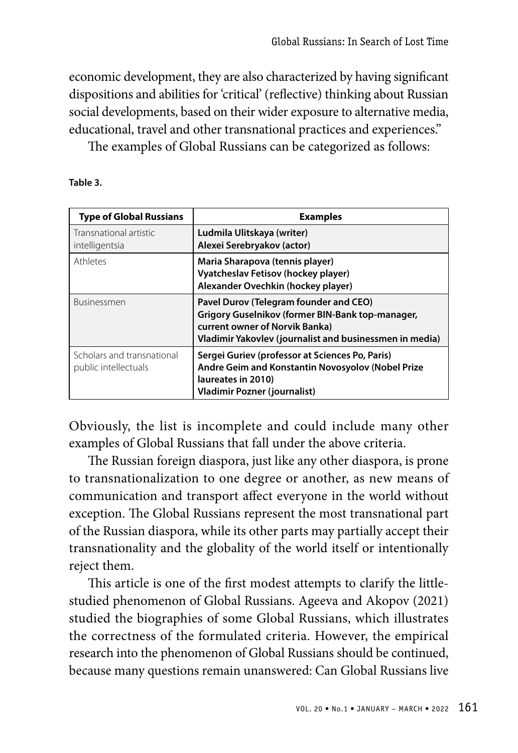economic development, they are also characterized by having significant dispositions and abilities for 'critical' (reflective) thinking about Russian social developments, based on their wider exposure to alternative media, educational, travel and other transnational practices and experiences."

The examples of Global Russians can be categorized as follows:

**Table 3.**

| Type of Global Russians | Examples |
|---|---|
| Transnational artistic intelligentsia | **Ludmila Ulitskaya (writer)**<br>**Alexei Serebryakov (actor)** |
| Athletes | **Maria Sharapova (tennis player)**<br>**Vyatcheslav Fetisov (hockey player)**<br>**Alexander Ovechkin (hockey player)** |
| Businessmen | **Pavel Durov (Telegram founder and CEO)**<br>**Grigory Guselnikov (former BIN-Bank top-manager, current owner of Norvik Banka)**<br>**Vladimir Yakovlev (journalist and businessmen in media)** |
| Scholars and transnational public intellectuals | **Sergei Guriev (professor at Sciences Po, Paris)**<br>**Andre Geim and Konstantin Novosyolov (Nobel Prize laureates in 2010)**<br>**Vladimir Pozner (journalist)** |

Obviously, the list is incomplete and could include many other examples of Global Russians that fall under the above criteria.

The Russian foreign diaspora, just like any other diaspora, is prone to transnationalization to one degree or another, as new means of communication and transport affect everyone in the world without exception. The Global Russians represent the most transnational part of the Russian diaspora, while its other parts may partially accept their transnationality and the globality of the world itself or intentionally reject them.

This article is one of the first modest attempts to clarify the little-studied phenomenon of Global Russians. Ageeva and Akopov (2021) studied the biographies of some Global Russians, which illustrates the correctness of the formulated criteria. However, the empirical research into the phenomenon of Global Russians should be continued, because many questions remain unanswered: Can Global Russians live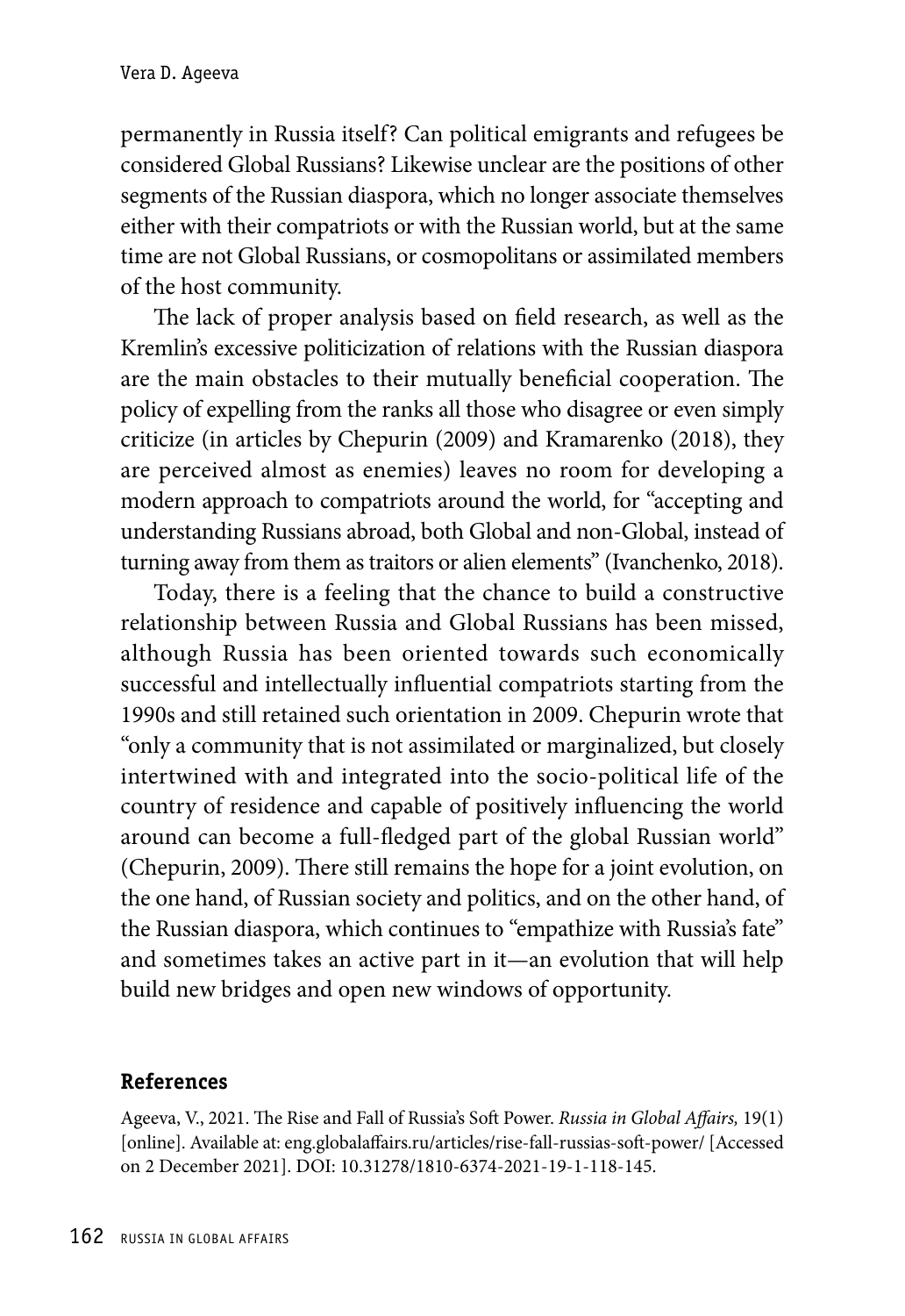permanently in Russia itself? Can political emigrants and refugees be considered Global Russians? Likewise unclear are the positions of other segments of the Russian diaspora, which no longer associate themselves either with their compatriots or with the Russian world, but at the same time are not Global Russians, or cosmopolitans or assimilated members of the host community.

The lack of proper analysis based on field research, as well as the Kremlin's excessive politicization of relations with the Russian diaspora are the main obstacles to their mutually beneficial cooperation. The policy of expelling from the ranks all those who disagree or even simply criticize (in articles by Chepurin (2009) and Kramarenko (2018), they are perceived almost as enemies) leaves no room for developing a modern approach to compatriots around the world, for "accepting and understanding Russians abroad, both Global and non-Global, instead of turning away from them as traitors or alien elements" (Ivanchenko, 2018).

Today, there is a feeling that the chance to build a constructive relationship between Russia and Global Russians has been missed, although Russia has been oriented towards such economically successful and intellectually influential compatriots starting from the 1990s and still retained such orientation in 2009. Chepurin wrote that "only a community that is not assimilated or marginalized, but closely intertwined with and integrated into the socio-political life of the country of residence and capable of positively influencing the world around can become a full-fledged part of the global Russian world" (Chepurin, 2009). There still remains the hope for a joint evolution, on the one hand, of Russian society and politics, and on the other hand, of the Russian diaspora, which continues to "empathize with Russia's fate" and sometimes takes an active part in it—an evolution that will help build new bridges and open new windows of opportunity.

## References

Ageeva, V., 2021. The Rise and Fall of Russia's Soft Power. *Russia in Global Affairs,* 19(1) [online]. Available at: eng.globalaffairs.ru/articles/rise-fall-russias-soft-power/ [Accessed on 2 December 2021]. DOI: 10.31278/1810-6374-2021-19-1-118-145.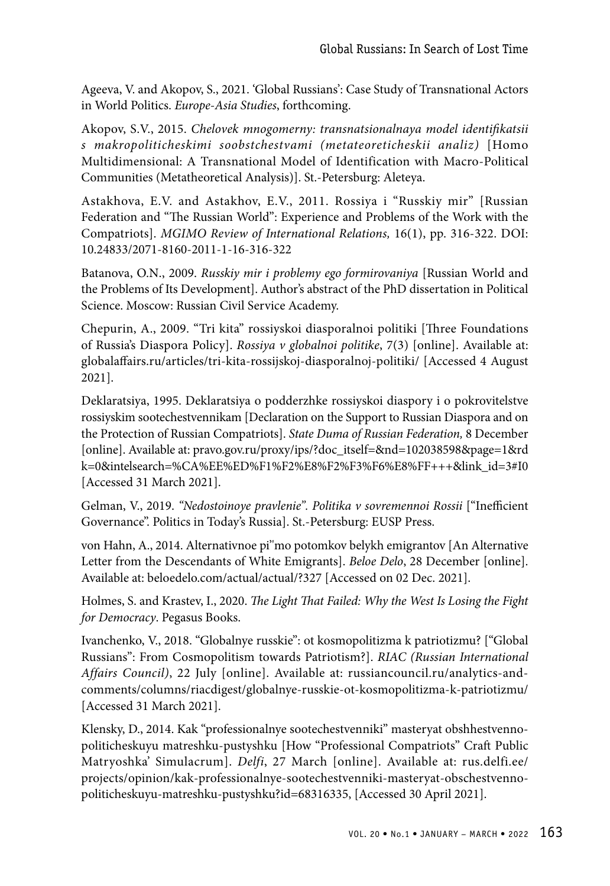Ageeva, V. and Akopov, S., 2021. 'Global Russians': Case Study of Transnational Actors in World Politics. *Europe-Asia Studies*, forthcoming.

Akopov, S.V., 2015. *Chelovek mnogomerny: transnatsionalnaya model identifikatsii s makropoliticheskimi soobstchestvami (metateoreticheskii analiz)* [Homo Multidimensional: A Transnational Model of Identification with Macro-Political Communities (Metatheoretical Analysis)]. St.-Petersburg: Aleteya.

Astakhova, E.V. and Astakhov, E.V., 2011. Rossiya i "Russkiy mir" [Russian Federation and "The Russian World": Experience and Problems of the Work with the Compatriots]. *MGIMO Review of International Relations,* 16(1), pp. 316-322. DOI: 10.24833/2071-8160-2011-1-16-316-322

Batanova, O.N., 2009. *Russkiy mir i problemy ego formirovaniya* [Russian World and the Problems of Its Development]. Author's abstract of the PhD dissertation in Political Science. Moscow: Russian Civil Service Academy.

Chepurin, A., 2009. "Tri kita" rossiyskoi diasporalnoi politiki [Three Foundations of Russia's Diaspora Policy]. *Rossiya v globalnoi politike*, 7(3) [online]. Available at: globalaffairs.ru/articles/tri-kita-rossijskoj-diasporalnoj-politiki/ [Accessed 4 August 2021].

Deklaratsiya, 1995. Deklaratsiya o podderzhke rossiyskoi diaspory i o pokrovitelstve rossiyskim sootechestvennikam [Declaration on the Support to Russian Diaspora and on the Protection of Russian Compatriots]. *State Duma of Russian Federation,* 8 December [online]. Available at: pravo.gov.ru/proxy/ips/?doc_itself=&nd=102038598&page=1&rdk=0&intelsearch=%CA%EE%ED%F1%F2%E8%F2%F3%F6%E8%FF+++&link_id=3#I0 [Accessed 31 March 2021].

Gelman, V., 2019. *"Nedostoinoye pravlenie". Politika v sovremennoi Rossii* ["Inefficient Governance". Politics in Today's Russia]. St.-Petersburg: EUSP Press.

von Hahn, A., 2014. Alternativnoe pi"mo potomkov belykh emigrantov [An Alternative Letter from the Descendants of White Emigrants]. *Beloe Delo*, 28 December [online]. Available at: beloedelo.com/actual/actual/?327 [Accessed on 02 Dec. 2021].

Holmes, S. and Krastev, I., 2020. *The Light That Failed: Why the West Is Losing the Fight for Democracy*. Pegasus Books.

Ivanchenko, V., 2018. "Globalnye russkie": ot kosmopolitizma k patriotizmu? ["Global Russians": From Cosmopolitism towards Patriotism?]. *RIAC (Russian International Affairs Council)*, 22 July [online]. Available at: russiancouncil.ru/analytics-and-comments/columns/riacdigest/globalnye-russkie-ot-kosmopolitizma-k-patriotizmu/ [Accessed 31 March 2021].

Klensky, D., 2014. Kak "professionalnye sootechestvenniki" masteryat obshhestvenno-politicheskuyu matreshku-pustyshku [How "Professional Compatriots" Craft Public Matryoshka' Simulacrum]. *Delfi*, 27 March [online]. Available at: rus.delfi.ee/projects/opinion/kak-professionalnye-sootechestvenniki-masteryat-obschestvenno-politicheskuyu-matreshku-pustyshku?id=68316335, [Accessed 30 April 2021].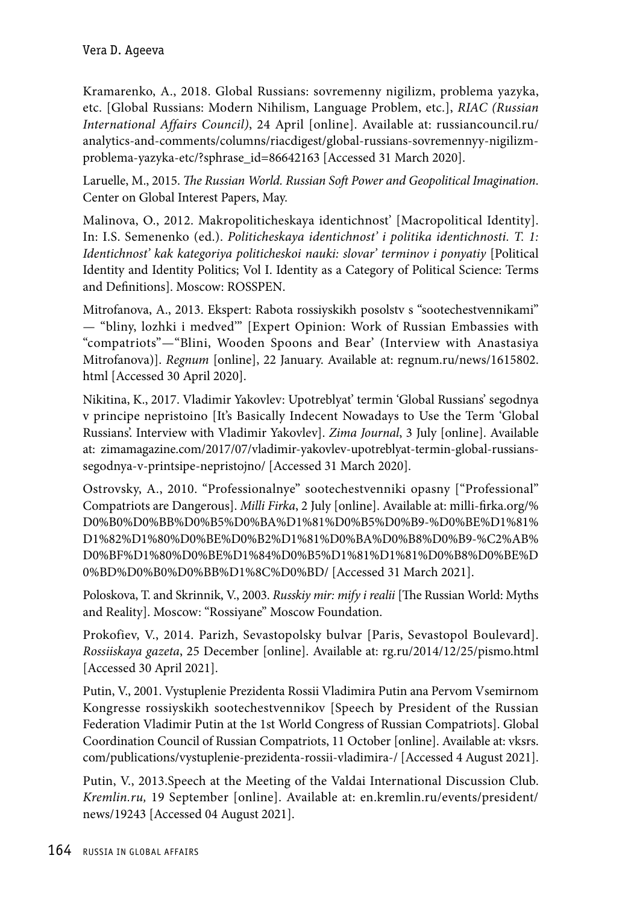Kramarenko, A., 2018. Global Russians: sovremenny nigilizm, problema yazyka, etc. [Global Russians: Modern Nihilism, Language Problem, etc.], *RIAC (Russian International Affairs Council)*, 24 April [online]. Available at: russiancouncil.ru/analytics-and-comments/columns/riacdigest/global-russians-sovremennyy-nigilizm-problema-yazyka-etc/?sphrase_id=86642163 [Accessed 31 March 2020].

Laruelle, M., 2015. *The Russian World. Russian Soft Power and Geopolitical Imagination*. Center on Global Interest Papers, May.

Malinova, O., 2012. Makropoliticheskaya identichnost' [Macropolitical Identity]. In: I.S. Semenenko (ed.). *Politicheskaya identichnost' i politika identichnosti. T. 1: Identichnost' kak kategoriya politicheskoi nauki: slovar' terminov i ponyatiy* [Political Identity and Identity Politics; Vol I. Identity as a Category of Political Science: Terms and Definitions]. Moscow: ROSSPEN.

Mitrofanova, A., 2013. Ekspert: Rabota rossiyskikh posolstv s "sootechestvennikami" — "bliny, lozhki i medved'" [Expert Opinion: Work of Russian Embassies with "compatriots"—"Blini, Wooden Spoons and Bear' (Interview with Anastasiya Mitrofanova)]. *Regnum* [online], 22 January. Available at: regnum.ru/news/1615802.html [Accessed 30 April 2020].

Nikitina, K., 2017. Vladimir Yakovlev: Upotreblyat' termin 'Global Russians' segodnya v principe nepristoino [It's Basically Indecent Nowadays to Use the Term 'Global Russians'. Interview with Vladimir Yakovlev]. *Zima Journal*, 3 July [online]. Available at: zimamagazine.com/2017/07/vladimir-yakovlev-upotreblyat-termin-global-russians-segodnya-v-printsipe-nepristojno/ [Accessed 31 March 2020].

Ostrovsky, A., 2010. "Professionalnye" sootechestvenniki opasny ["Professional" Compatriots are Dangerous]. *Milli Firka*, 2 July [online]. Available at: milli-firka.org/%D0%B0%D0%BB%D0%B5%D0%BA%D1%81%D0%B5%D0%B9-%D0%BE%D1%81%D1%82%D1%80%D0%BE%D0%B2%D1%81%D0%BA%D0%B8%D0%B9-%C2%AB%D0%BF%D1%80%D0%BE%D1%84%D0%B5%D1%81%D1%81%D0%B8%D0%BE%D0%BD%D0%B0%D0%BB%D1%8C%D0%BD/ [Accessed 31 March 2021].

Poloskova, T. and Skrinnik, V., 2003. *Russkiy mir: mify i realii* [The Russian World: Myths and Reality]. Moscow: "Rossiyane" Moscow Foundation.

Prokofiev, V., 2014. Parizh, Sevastopolsky bulvar [Paris, Sevastopol Boulevard]. *Rossiiskaya gazeta*, 25 December [online]. Available at: rg.ru/2014/12/25/pismo.html [Accessed 30 April 2021].

Putin, V., 2001. Vystuplenie Prezidenta Rossii Vladimira Putin ana Pervom Vsemirnom Kongresse rossiyskikh sootechestvennikov [Speech by President of the Russian Federation Vladimir Putin at the 1st World Congress of Russian Compatriots]. Global Coordination Council of Russian Compatriots, 11 October [online]. Available at: vksrs.com/publications/vystuplenie-prezidenta-rossii-vladimira-/ [Accessed 4 August 2021].

Putin, V., 2013.Speech at the Meeting of the Valdai International Discussion Club. *Kremlin.ru,* 19 September [online]. Available at: en.kremlin.ru/events/president/news/19243 [Accessed 04 August 2021].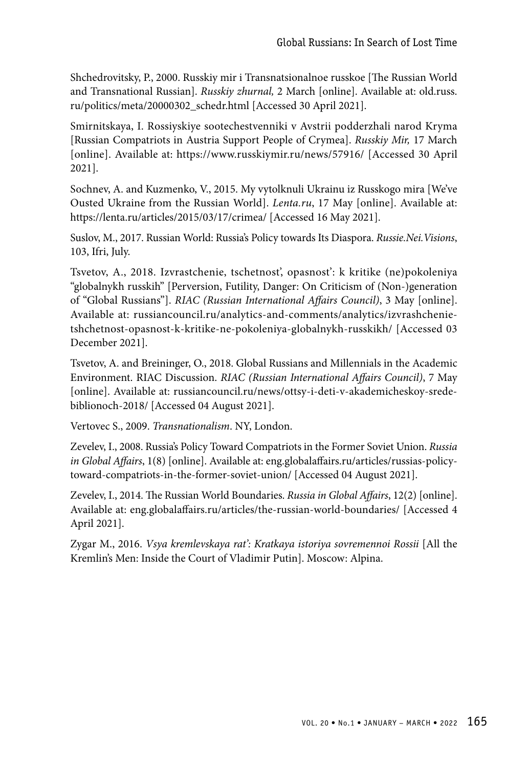Shchedrovitsky, P., 2000. Russkiy mir i Transnatsionalnoe russkoe [The Russian World and Transnational Russian]. *Russkiy zhurnal,* 2 March [online]. Available at: old.russ.ru/politics/meta/20000302_schedr.html [Accessed 30 April 2021].

Smirnitskaya, I. Rossiyskiye sootechestvenniki v Avstrii podderzhali narod Kryma [Russian Compatriots in Austria Support People of Crymea]. *Russkiy Mir,* 17 March [online]. Available at: https://www.russkiymir.ru/news/57916/ [Accessed 30 April 2021].

Sochnev, A. and Kuzmenko, V., 2015. My vytolknuli Ukrainu iz Russkogo mira [We've Ousted Ukraine from the Russian World]. *Lenta.ru*, 17 May [online]. Available at: https://lenta.ru/articles/2015/03/17/crimea/ [Accessed 16 May 2021].

Suslov, M., 2017. Russian World: Russia's Policy towards Its Diaspora. *Russie.Nei.Visions*, 103, Ifri, July.

Tsvetov, A., 2018. Izvrastchenie, tschetnost', opasnost': k kritike (ne)pokoleniya "globalnykh russkih" [Perversion, Futility, Danger: On Criticism of (Non-)generation of "Global Russians"]. *RIAC (Russian International Affairs Council)*, 3 May [online]. Available at: russiancouncil.ru/analytics-and-comments/analytics/izvrashchenie-tshchetnost-opasnost-k-kritike-ne-pokoleniya-globalnykh-russkikh/ [Accessed 03 December 2021].

Tsvetov, A. and Breininger, O., 2018. Global Russians and Millennials in the Academic Environment. RIAC Discussion. *RIAC (Russian International Affairs Council)*, 7 May [online]. Available at: russiancouncil.ru/news/ottsy-i-deti-v-akademicheskoy-srede-biblionoch-2018/ [Accessed 04 August 2021].

Vertovec S., 2009. *Transnationalism*. NY, London.

Zevelev, I., 2008. Russia's Policy Toward Compatriots in the Former Soviet Union. *Russia in Global Affairs*, 1(8) [online]. Available at: eng.globalaffairs.ru/articles/russias-policy-toward-compatriots-in-the-former-soviet-union/ [Accessed 04 August 2021].

Zevelev, I., 2014. The Russian World Boundaries. *Russia in Global Affairs*, 12(2) [online]. Available at: eng.globalaffairs.ru/articles/the-russian-world-boundaries/ [Accessed 4 April 2021].

Zygar M., 2016. *Vsya kremlevskaya rat': Kratkaya istoriya sovremennoi Rossii* [All the Kremlin's Men: Inside the Court of Vladimir Putin]. Moscow: Alpina.